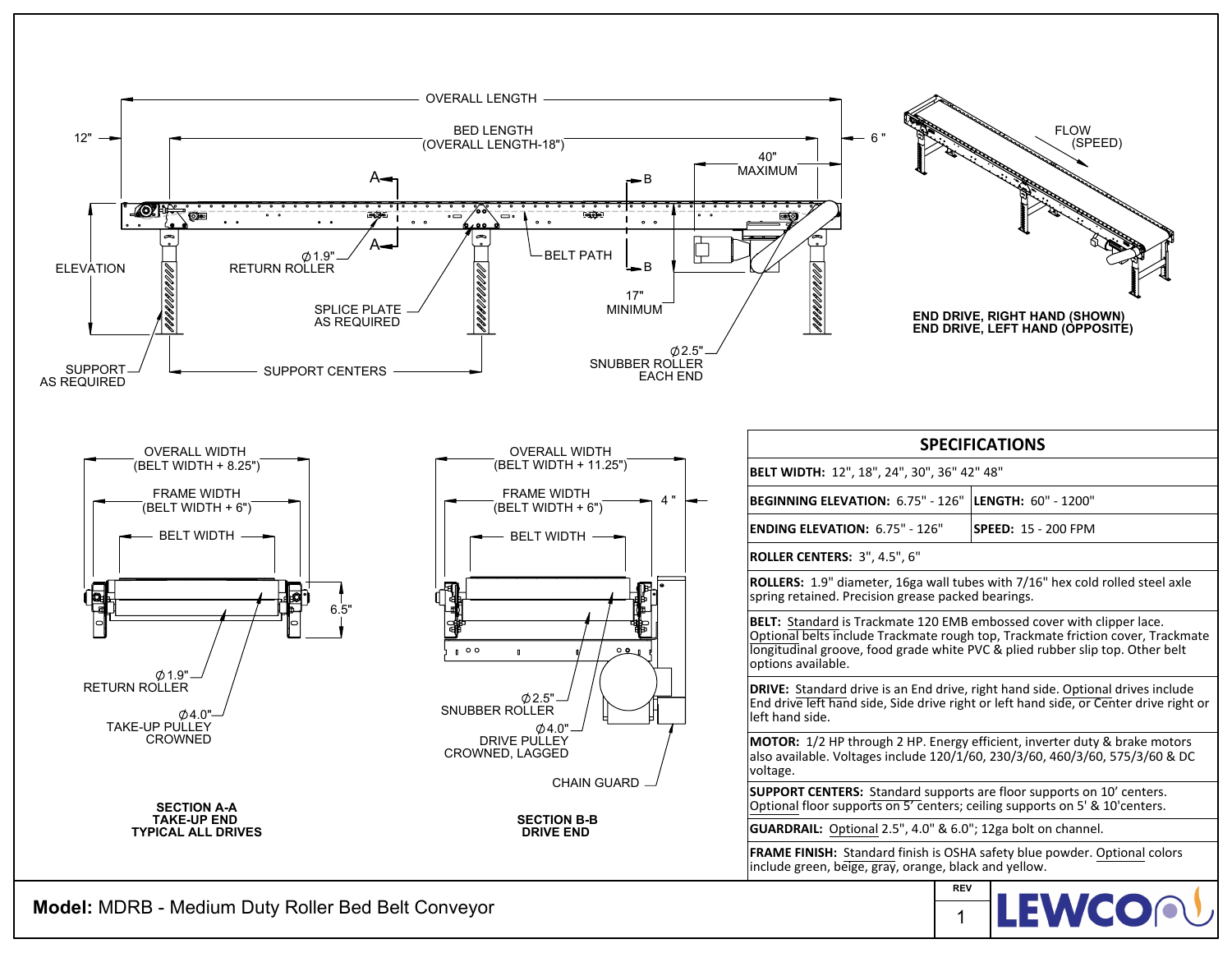OVERALL LENGTH

12"

BED LENGTH (OVERALL LENGTH-18")

6 "

40" MAXIMUM

ELEVATION

Ø1.9" RETURN ROLLER

SPLICE PLATE AS REQUIRED

BELT PATH

17" MINIMUM

Ø2.5" SNUBBER ROLLER EACH END

SUPPORT AS REQUIRED

SUPPORT CENTERS

FLOW (SPEED)

**END DRIVE, RIGHT HAND (SHOWN)**
**END DRIVE, LEFT HAND (OPPOSITE)**

OVERALL WIDTH (BELT WIDTH + 8.25")

FRAME WIDTH (BELT WIDTH + 6")

BELT WIDTH

6.5"

Ø1.9" RETURN ROLLER

Ø4.0" TAKE-UP PULLEY CROWNED

**SECTION A-A**
**TAKE-UP END**
**TYPICAL ALL DRIVES**

OVERALL WIDTH (BELT WIDTH + 11.25")

FRAME WIDTH (BELT WIDTH + 6")

4 "

BELT WIDTH

Ø2.5" SNUBBER ROLLER

Ø4.0" DRIVE PULLEY CROWNED, LAGGED

CHAIN GUARD

**SECTION B-B**
**DRIVE END**

## SPECIFICATIONS

| | |
|---|---|
| **BELT WIDTH:** 12", 18", 24", 30", 36" 42" 48" | |
| **BEGINNING ELEVATION:** 6.75" - 126" | **LENGTH:** 60" - 1200" |
| **ENDING ELEVATION:** 6.75" - 126" | **SPEED:** 15 - 200 FPM |
| **ROLLER CENTERS:** 3", 4.5", 6" | |
| **ROLLERS:** 1.9" diameter, 16ga wall tubes with 7/16" hex cold rolled steel axle spring retained. Precision grease packed bearings. | |
| **BELT:** Standard is Trackmate 120 EMB embossed cover with clipper lace. Optional belts include Trackmate rough top, Trackmate friction cover, Trackmate longitudinal groove, food grade white PVC & plied rubber slip top. Other belt options available. | |
| **DRIVE:** Standard drive is an End drive, right hand side. Optional drives include End drive left hand side, Side drive right or left hand side, or Center drive right or left hand side. | |
| **MOTOR:** 1/2 HP through 2 HP. Energy efficient, inverter duty & brake motors also available. Voltages include 120/1/60, 230/3/60, 460/3/60, 575/3/60 & DC voltage. | |
| **SUPPORT CENTERS:** Standard supports are floor supports on 10' centers. Optional floor supports on 5' centers; ceiling supports on 5' & 10'centers. | |
| **GUARDRAIL:** Optional 2.5", 4.0" & 6.0"; 12ga bolt on channel. | |
| **FRAME FINISH:** Standard finish is OSHA safety blue powder. Optional colors include green, beige, gray, orange, black and yellow. | |

**Model:** MDRB - Medium Duty Roller Bed Belt Conveyor

REV 1

LEWCO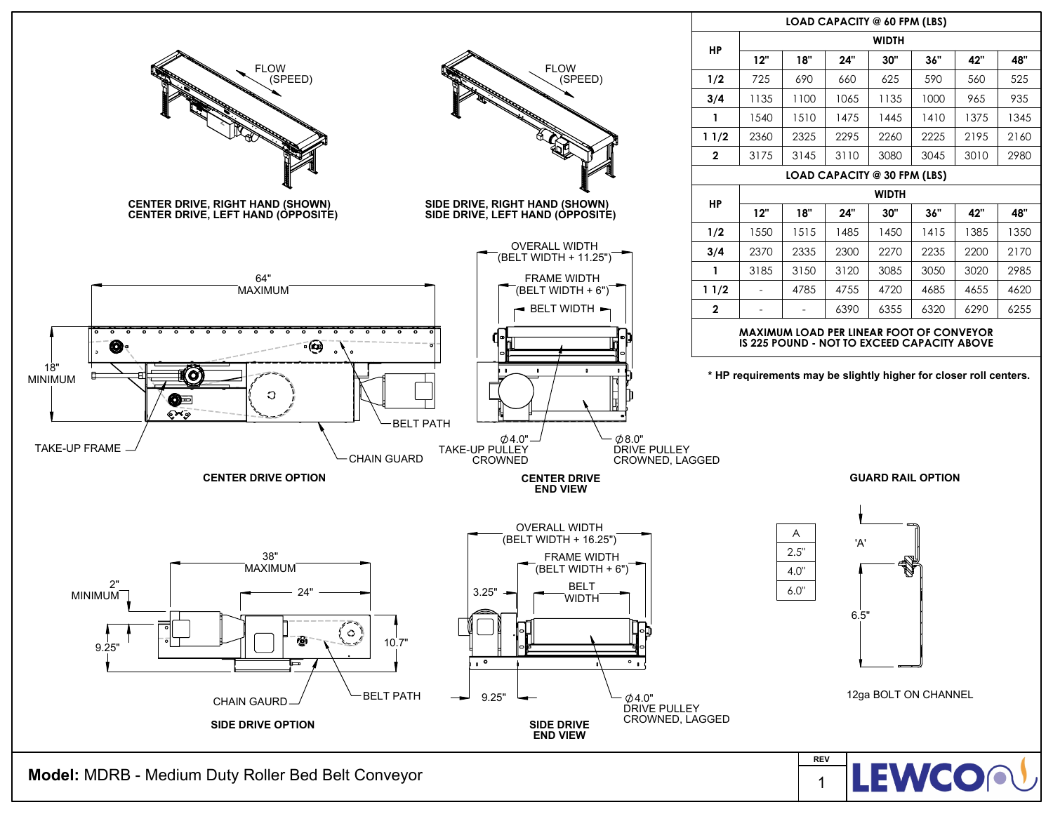| HP | LOAD CAPACITY @ 60 FPM (LBS) | | | | | | |
|---|---|---|---|---|---|---|---|
| | WIDTH | | | | | | |
| | 12" | 18" | 24" | 30" | 36" | 42" | 48" |
| 1/2 | 725 | 690 | 660 | 625 | 590 | 560 | 525 |
| 3/4 | 1135 | 1100 | 1065 | 1135 | 1000 | 965 | 935 |
| 1 | 1540 | 1510 | 1475 | 1445 | 1410 | 1375 | 1345 |
| 1 1/2 | 2360 | 2325 | 2295 | 2260 | 2225 | 2195 | 2160 |
| 2 | 3175 | 3145 | 3110 | 3080 | 3045 | 3010 | 2980 |

| HP | LOAD CAPACITY @ 30 FPM (LBS) | | | | | | |
|---|---|---|---|---|---|---|---|
| | WIDTH | | | | | | |
| | 12" | 18" | 24" | 30" | 36" | 42" | 48" |
| 1/2 | 1550 | 1515 | 1485 | 1450 | 1415 | 1385 | 1350 |
| 3/4 | 2370 | 2335 | 2300 | 2270 | 2235 | 2200 | 2170 |
| 1 | 3185 | 3150 | 3120 | 3085 | 3050 | 3020 | 2985 |
| 1 1/2 | - | 4785 | 4755 | 4720 | 4685 | 4655 | 4620 |
| 2 | - | - | 6390 | 6355 | 6320 | 6290 | 6255 |

**MAXIMUM LOAD PER LINEAR FOOT OF CONVEYOR IS 225 POUND - NOT TO EXCEED CAPACITY ABOVE**

**\* HP requirements may be slightly higher for closer roll centers.**

FLOW (SPEED)

**CENTER DRIVE, RIGHT HAND (SHOWN)**
**CENTER DRIVE, LEFT HAND (OPPOSITE)**

FLOW (SPEED)

**SIDE DRIVE, RIGHT HAND (SHOWN)**
**SIDE DRIVE, LEFT HAND (OPPOSITE)**

64" MAXIMUM

18" MINIMUM

TAKE-UP FRAME

CHAIN GUARD

BELT PATH

**CENTER DRIVE OPTION**

OVERALL WIDTH (BELT WIDTH + 11.25")

FRAME WIDTH (BELT WIDTH + 6")

BELT WIDTH

Ø4.0" TAKE-UP PULLEY CROWNED

Ø8.0" DRIVE PULLEY CROWNED, LAGGED

**CENTER DRIVE END VIEW**

38" MAXIMUM

24"

2" MINIMUM

9.25"

10.7"

CHAIN GAURD

BELT PATH

**SIDE DRIVE OPTION**

OVERALL WIDTH (BELT WIDTH + 16.25")

FRAME WIDTH (BELT WIDTH + 6")

BELT WIDTH

3.25"

9.25"

Ø4.0" DRIVE PULLEY CROWNED, LAGGED

**SIDE DRIVE END VIEW**

**GUARD RAIL OPTION**

| A |
|---|
| 2.5" |
| 4.0" |
| 6.0" |

'A'

6.5"

12ga BOLT ON CHANNEL

**Model:** MDRB - Medium Duty Roller Bed Belt Conveyor

REV 1

LEWCO